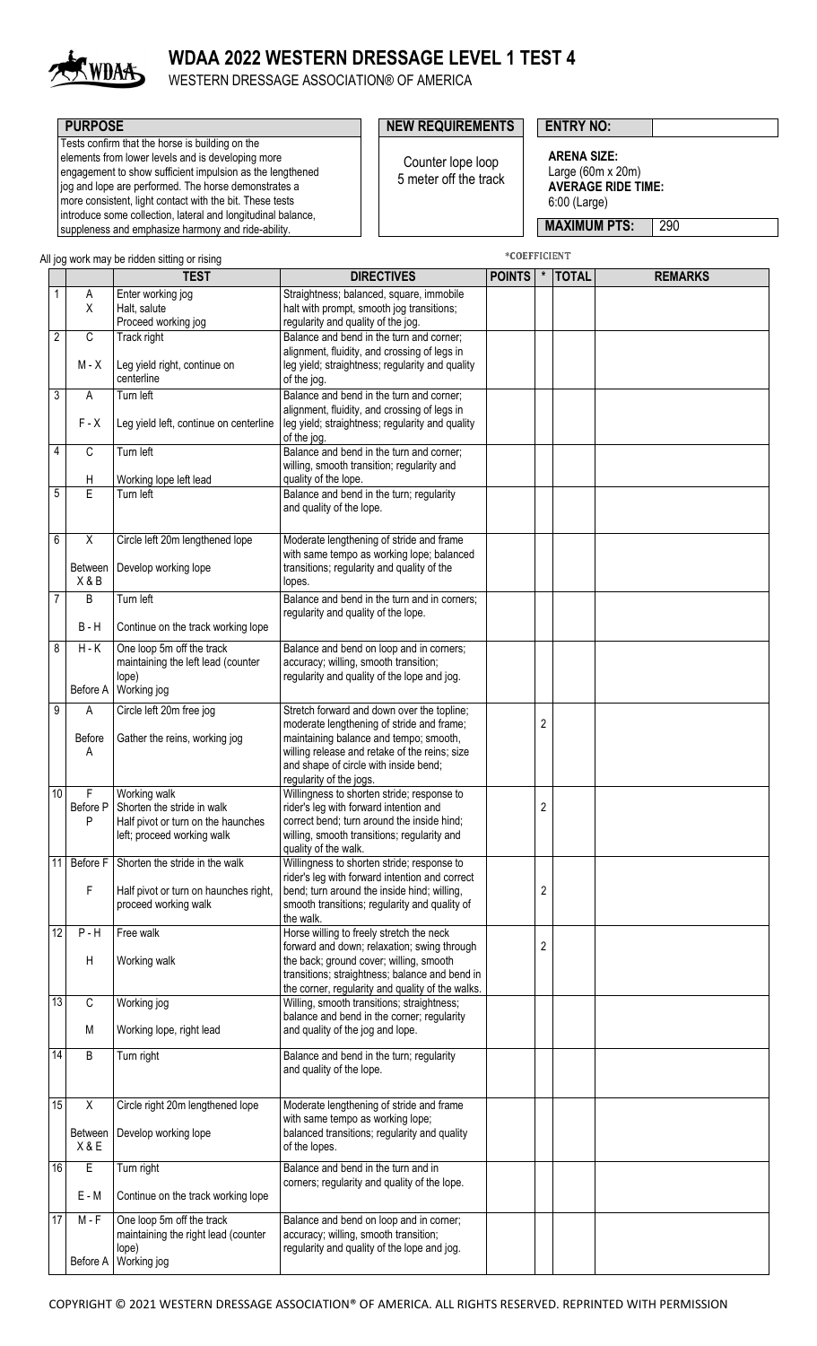# WDAA 2022 WESTERN DRESSAGE LEVEL 1 TEST 4

WESTERN DRESSAGE ASSOCIATION® OF AMERICA

| PURPOSE | NEW REQUIREMENTS | ENTRY NO: |
|---|---|---|
| Tests confirm that the horse is building on the elements from lower levels and is developing more engagement to show sufficient impulsion as the lengthened jog and lope are performed. The horse demonstrates a more consistent, light contact with the bit. These tests introduce some collection, lateral and longitudinal balance, suppleness and emphasize harmony and ride-ability. | Counter lope loop 5 meter off the track | **ARENA SIZE:** Large (60m x 20m) **AVERAGE RIDE TIME:** 6:00 (Large) **MAXIMUM PTS:** 290 |

All jog work may be ridden sitting or rising

*COEFFICIENT

| | | TEST | DIRECTIVES | POINTS | * | TOTAL | REMARKS |
|---|---|---|---|---|---|---|---|
| 1 | A<br>X | Enter working jog<br>Halt, salute<br>Proceed working jog | Straightness; balanced, square, immobile halt with prompt, smooth jog transitions; regularity and quality of the jog. | | | | |
| 2 | C<br>M - X | Track right<br>Leg yield right, continue on centerline | Balance and bend in the turn and corner; alignment, fluidity, and crossing of legs in leg yield; straightness; regularity and quality of the jog. | | | | |
| 3 | A<br>F - X | Turn left<br>Leg yield left, continue on centerline | Balance and bend in the turn and corner; alignment, fluidity, and crossing of legs in leg yield; straightness; regularity and quality of the jog. | | | | |
| 4 | C<br>H | Turn left<br>Working lope left lead | Balance and bend in the turn and corner; willing, smooth transition; regularity and quality of the lope. | | | | |
| 5 | E | Turn left | Balance and bend in the turn; regularity and quality of the lope. | | | | |
| 6 | X<br>Between X & B | Circle left 20m lengthened lope<br>Develop working lope | Moderate lengthening of stride and frame with same tempo as working lope; balanced transitions; regularity and quality of the lopes. | | | | |
| 7 | B<br>B - H | Turn left<br>Continue on the track working lope | Balance and bend in the turn and in corners; regularity and quality of the lope. | | | | |
| 8 | H - K<br>Before A | One loop 5m off the track maintaining the left lead (counter lope)<br>Working jog | Balance and bend on loop and in corners; accuracy; willing, smooth transition; regularity and quality of the lope and jog. | | | | |
| 9 | A<br>Before A | Circle left 20m free jog<br>Gather the reins, working jog | Stretch forward and down over the topline; moderate lengthening of stride and frame; maintaining balance and tempo; smooth, willing release and retake of the reins; size and shape of circle with inside bend; regularity of the jogs. | | 2 | | |
| 10 | F<br>Before P<br>P | Working walk<br>Shorten the stride in walk<br>Half pivot or turn on the haunches left; proceed working walk | Willingness to shorten stride; response to rider's leg with forward intention and correct bend; turn around the inside hind; willing, smooth transitions; regularity and quality of the walk. | | 2 | | |
| 11 | Before F<br>F | Shorten the stride in the walk<br>Half pivot or turn on haunches right, proceed working walk | Willingness to shorten stride; response to rider's leg with forward intention and correct bend; turn around the inside hind; willing, smooth transitions; regularity and quality of the walk. | | 2 | | |
| 12 | P - H<br>H | Free walk<br>Working walk | Horse willing to freely stretch the neck forward and down; relaxation; swing through the back; ground cover; willing, smooth transitions; straightness; balance and bend in the corner, regularity and quality of the walks. | | 2 | | |
| 13 | C<br>M | Working jog<br>Working lope, right lead | Willing, smooth transitions; straightness; balance and bend in the corner; regularity and quality of the jog and lope. | | | | |
| 14 | B | Turn right | Balance and bend in the turn; regularity and quality of the lope. | | | | |
| 15 | X<br>Between X & E | Circle right 20m lengthened lope<br>Develop working lope | Moderate lengthening of stride and frame with same tempo as working lope; balanced transitions; regularity and quality of the lopes. | | | | |
| 16 | E<br>E - M | Turn right<br>Continue on the track working lope | Balance and bend in the turn and in corners; regularity and quality of the lope. | | | | |
| 17 | M - F<br>Before A | One loop 5m off the track maintaining the right lead (counter lope)<br>Working jog | Balance and bend on loop and in corner; accuracy; willing, smooth transition; regularity and quality of the lope and jog. | | | | |

COPYRIGHT © 2021 WESTERN DRESSAGE ASSOCIATION® OF AMERICA. ALL RIGHTS RESERVED. REPRINTED WITH PERMISSION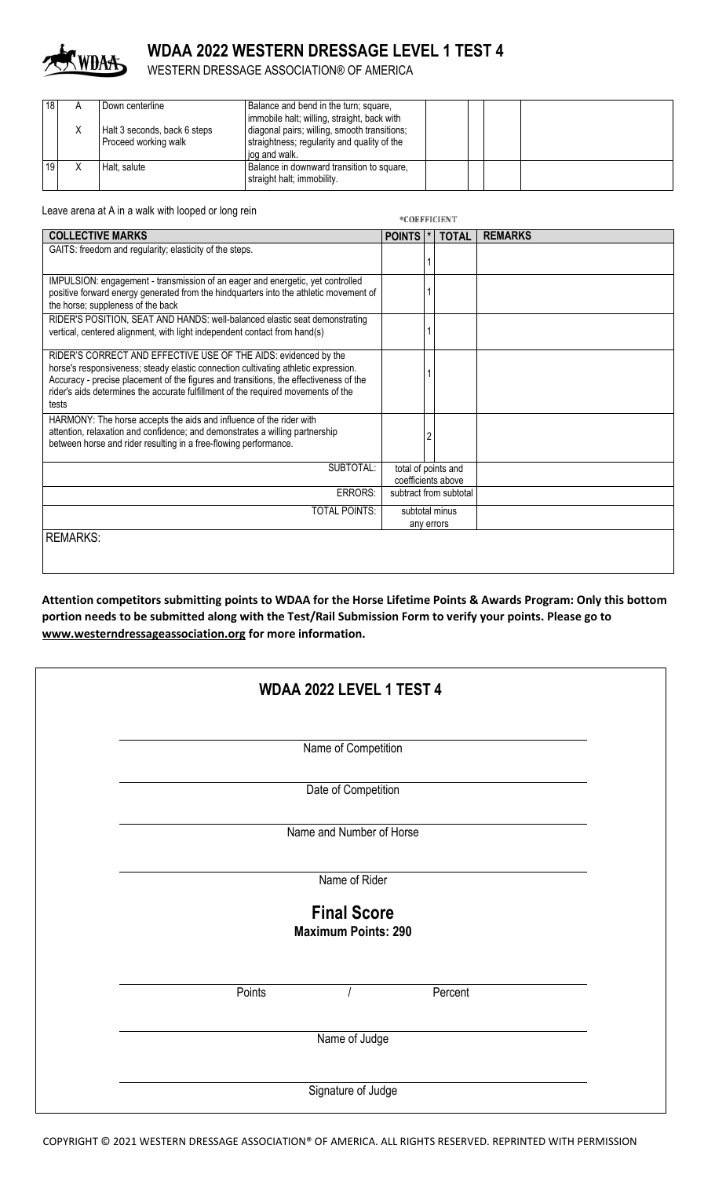# WDAA 2022 WESTERN DRESSAGE LEVEL 1 TEST 4

WESTERN DRESSAGE ASSOCIATION® OF AMERICA

| | | | | | | | |
|---|---|---|---|---|---|---|---|
| 18 | A<br>X | Down centerline<br>Halt 3 seconds, back 6 steps<br>Proceed working walk | Balance and bend in the turn; square, immobile halt; willing, straight, back with diagonal pairs; willing, smooth transitions; straightness; regularity and quality of the jog and walk. | | | | |
| 19 | X | Halt, salute | Balance in downward transition to square, straight halt; immobility. | | | | |

Leave arena at A in a walk with looped or long rein

\*COEFFICIENT

| COLLECTIVE MARKS | POINTS | * | TOTAL | REMARKS |
|---|---|---|---|---|
| GAITS: freedom and regularity; elasticity of the steps. | | 1 | | |
| IMPULSION: engagement - transmission of an eager and energetic, yet controlled positive forward energy generated from the hindquarters into the athletic movement of the horse; suppleness of the back | | 1 | | |
| RIDER'S POSITION, SEAT AND HANDS: well-balanced elastic seat demonstrating vertical, centered alignment, with light independent contact from hand(s) | | 1 | | |
| RIDER'S CORRECT AND EFFECTIVE USE OF THE AIDS: evidenced by the horse's responsiveness; steady elastic connection cultivating athletic expression. Accuracy - precise placement of the figures and transitions, the effectiveness of the rider's aids determines the accurate fulfillment of the required movements of the tests | | 1 | | |
| HARMONY: The horse accepts the aids and influence of the rider with attention, relaxation and confidence; and demonstrates a willing partnership between horse and rider resulting in a free-flowing performance. | | 2 | | |
| SUBTOTAL: | total of points and coefficients above | | | |
| ERRORS: | subtract from subtotal | | | |
| TOTAL POINTS: | subtotal minus any errors | | | |

REMARKS:

**Attention competitors submitting points to WDAA for the Horse Lifetime Points & Awards Program: Only this bottom portion needs to be submitted along with the Test/Rail Submission Form to verify your points. Please go to <u>www.westerndressageassociation.org</u> for more information.**

## WDAA 2022 LEVEL 1 TEST 4

Name of Competition

Date of Competition

Name and Number of Horse

Name of Rider

**Final Score**

**Maximum Points: 290**

Points / Percent

Name of Judge

Signature of Judge

COPYRIGHT © 2021 WESTERN DRESSAGE ASSOCIATION® OF AMERICA. ALL RIGHTS RESERVED. REPRINTED WITH PERMISSION